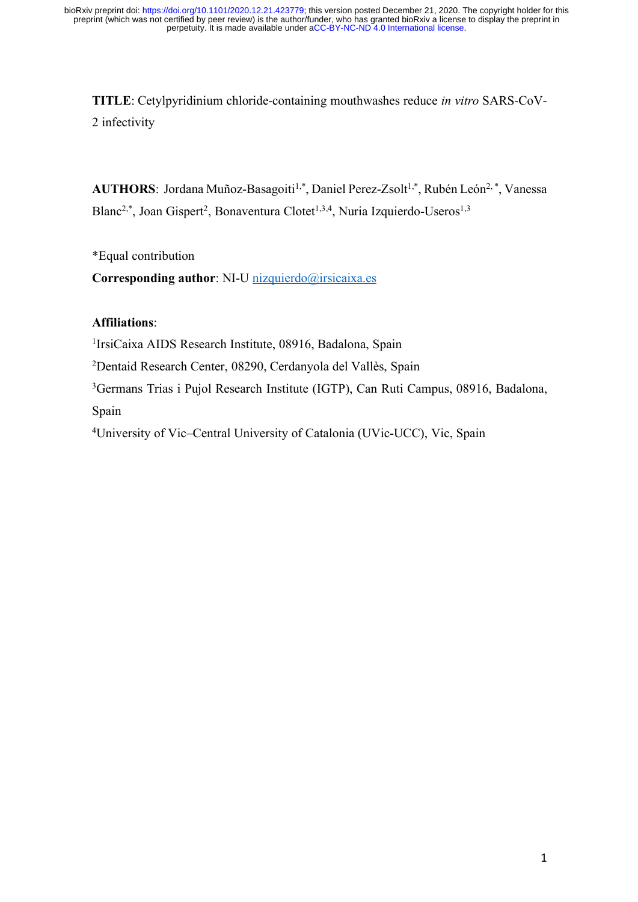**TITLE**: Cetylpyridinium chloride-containing mouthwashes reduce *in vitro* SARS-CoV-2 infectivity

**AUTHORS**: Jordana Muñoz-Basagoiti[1,*], Daniel Perez-Zsolt[1,*], Rubén León[2,*], Vanessa Blanc[2,*], Joan Gispert[2], Bonaventura Clotet[1,3,4], Nuria Izquierdo-Useros[1,3]

*Equal contribution

**Corresponding author**: NI-U nizquierdo@irsicaixa.es

**Affiliations**:

[1]IrsiCaixa AIDS Research Institute, 08916, Badalona, Spain

[2]Dentaid Research Center, 08290, Cerdanyola del Vallès, Spain

[3]Germans Trias i Pujol Research Institute (IGTP), Can Ruti Campus, 08916, Badalona, Spain

[4]University of Vic–Central University of Catalonia (UVic-UCC), Vic, Spain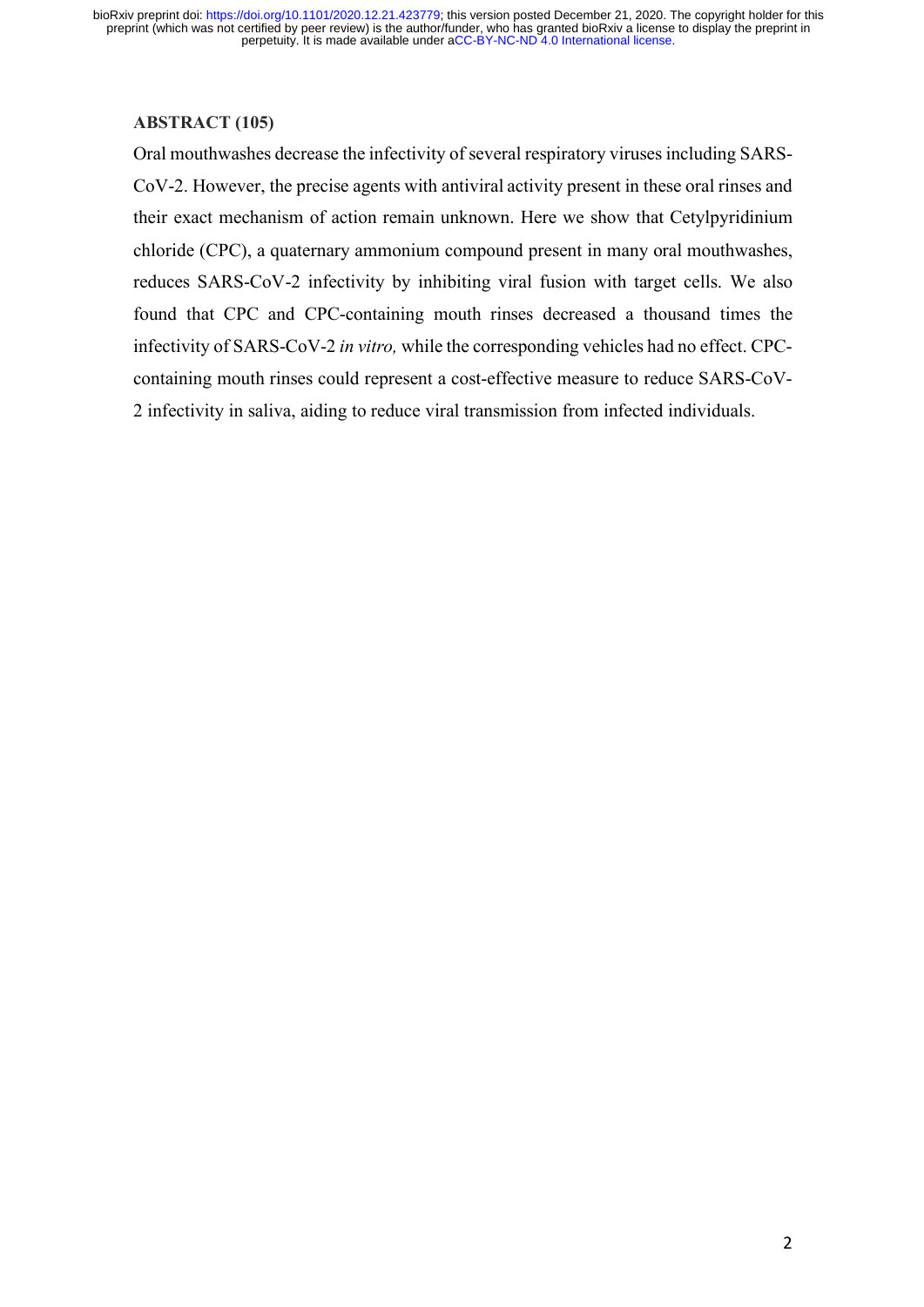**ABSTRACT (105)**

Oral mouthwashes decrease the infectivity of several respiratory viruses including SARS-CoV-2. However, the precise agents with antiviral activity present in these oral rinses and their exact mechanism of action remain unknown. Here we show that Cetylpyridinium chloride (CPC), a quaternary ammonium compound present in many oral mouthwashes, reduces SARS-CoV-2 infectivity by inhibiting viral fusion with target cells. We also found that CPC and CPC-containing mouth rinses decreased a thousand times the infectivity of SARS-CoV-2 *in vitro,* while the corresponding vehicles had no effect. CPC-containing mouth rinses could represent a cost-effective measure to reduce SARS-CoV-2 infectivity in saliva, aiding to reduce viral transmission from infected individuals.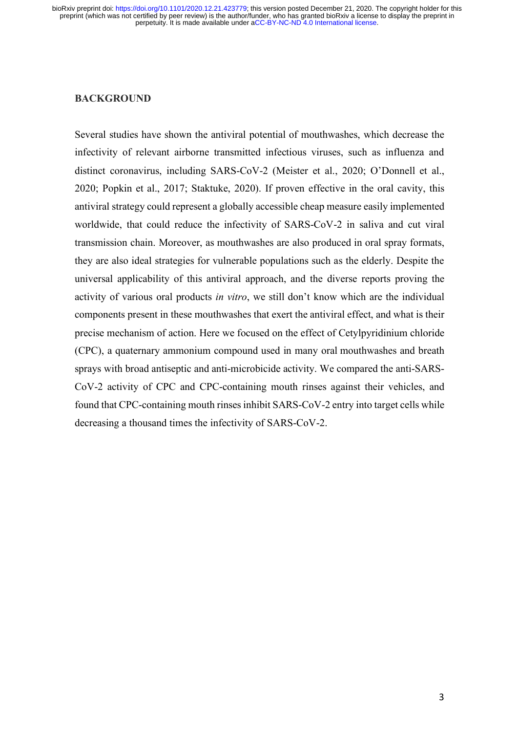## BACKGROUND

Several studies have shown the antiviral potential of mouthwashes, which decrease the infectivity of relevant airborne transmitted infectious viruses, such as influenza and distinct coronavirus, including SARS-CoV-2 (Meister et al., 2020; O'Donnell et al., 2020; Popkin et al., 2017; Staktuke, 2020). If proven effective in the oral cavity, this antiviral strategy could represent a globally accessible cheap measure easily implemented worldwide, that could reduce the infectivity of SARS-CoV-2 in saliva and cut viral transmission chain. Moreover, as mouthwashes are also produced in oral spray formats, they are also ideal strategies for vulnerable populations such as the elderly. Despite the universal applicability of this antiviral approach, and the diverse reports proving the activity of various oral products *in vitro*, we still don't know which are the individual components present in these mouthwashes that exert the antiviral effect, and what is their precise mechanism of action. Here we focused on the effect of Cetylpyridinium chloride (CPC), a quaternary ammonium compound used in many oral mouthwashes and breath sprays with broad antiseptic and anti-microbicide activity. We compared the anti-SARS-CoV-2 activity of CPC and CPC-containing mouth rinses against their vehicles, and found that CPC-containing mouth rinses inhibit SARS-CoV-2 entry into target cells while decreasing a thousand times the infectivity of SARS-CoV-2.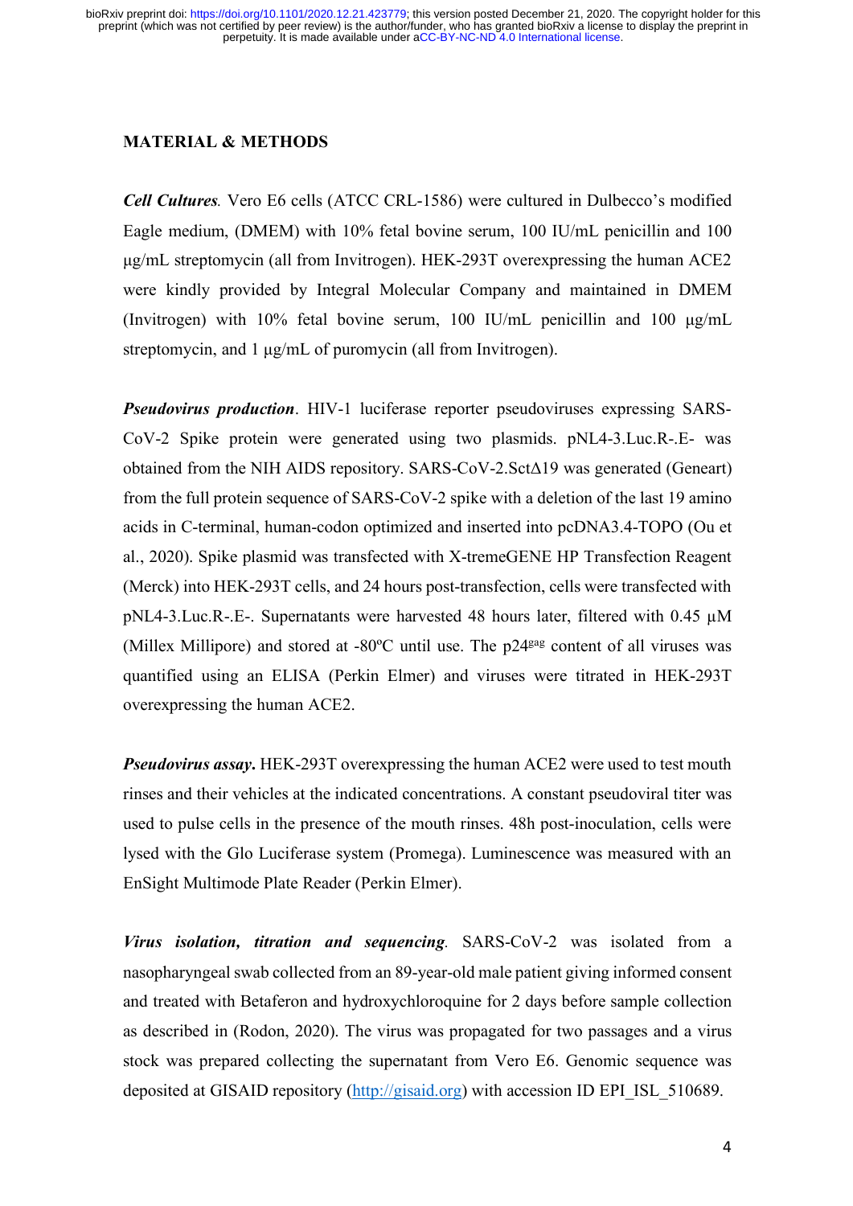## MATERIAL & METHODS

***Cell Cultures.*** Vero E6 cells (ATCC CRL-1586) were cultured in Dulbecco's modified Eagle medium, (DMEM) with 10% fetal bovine serum, 100 IU/mL penicillin and 100 µg/mL streptomycin (all from Invitrogen). HEK-293T overexpressing the human ACE2 were kindly provided by Integral Molecular Company and maintained in DMEM (Invitrogen) with 10% fetal bovine serum, 100 IU/mL penicillin and 100 µg/mL streptomycin, and 1 µg/mL of puromycin (all from Invitrogen).

***Pseudovirus production.*** HIV-1 luciferase reporter pseudoviruses expressing SARS-CoV-2 Spike protein were generated using two plasmids. pNL4-3.Luc.R-.E- was obtained from the NIH AIDS repository. SARS-CoV-2.SctΔ19 was generated (Geneart) from the full protein sequence of SARS-CoV-2 spike with a deletion of the last 19 amino acids in C-terminal, human-codon optimized and inserted into pcDNA3.4-TOPO (Ou et al., 2020). Spike plasmid was transfected with X-tremeGENE HP Transfection Reagent (Merck) into HEK-293T cells, and 24 hours post-transfection, cells were transfected with pNL4-3.Luc.R-.E-. Supernatants were harvested 48 hours later, filtered with 0.45 µM (Millex Millipore) and stored at -80ºC until use. The $p24^{gag}$ content of all viruses was quantified using an ELISA (Perkin Elmer) and viruses were titrated in HEK-293T overexpressing the human ACE2.

***Pseudovirus assay.*** HEK-293T overexpressing the human ACE2 were used to test mouth rinses and their vehicles at the indicated concentrations. A constant pseudoviral titer was used to pulse cells in the presence of the mouth rinses. 48h post-inoculation, cells were lysed with the Glo Luciferase system (Promega). Luminescence was measured with an EnSight Multimode Plate Reader (Perkin Elmer).

***Virus isolation, titration and sequencing.*** SARS-CoV-2 was isolated from a nasopharyngeal swab collected from an 89-year-old male patient giving informed consent and treated with Betaferon and hydroxychloroquine for 2 days before sample collection as described in (Rodon, 2020). The virus was propagated for two passages and a virus stock was prepared collecting the supernatant from Vero E6. Genomic sequence was deposited at GISAID repository (http://gisaid.org) with accession ID EPI_ISL_510689.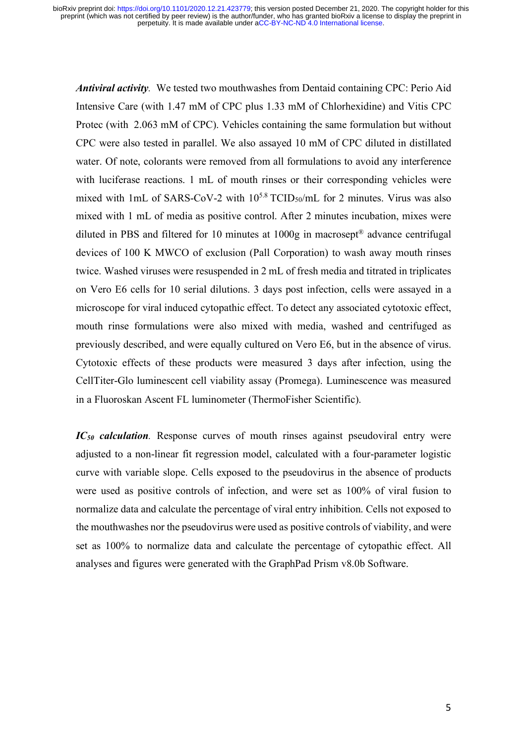***Antiviral activity*.** We tested two mouthwashes from Dentaid containing CPC: Perio Aid Intensive Care (with 1.47 mM of CPC plus 1.33 mM of Chlorhexidine) and Vitis CPC Protec (with 2.063 mM of CPC). Vehicles containing the same formulation but without CPC were also tested in parallel. We also assayed 10 mM of CPC diluted in distillated water. Of note, colorants were removed from all formulations to avoid any interference with luciferase reactions. 1 mL of mouth rinses or their corresponding vehicles were mixed with 1mL of SARS-CoV-2 with $10^{5.8}$ $TCID_{50}$/mL for 2 minutes. Virus was also mixed with 1 mL of media as positive control. After 2 minutes incubation, mixes were diluted in PBS and filtered for 10 minutes at 1000g in macrosept® advance centrifugal devices of 100 K MWCO of exclusion (Pall Corporation) to wash away mouth rinses twice. Washed viruses were resuspended in 2 mL of fresh media and titrated in triplicates on Vero E6 cells for 10 serial dilutions. 3 days post infection, cells were assayed in a microscope for viral induced cytopathic effect. To detect any associated cytotoxic effect, mouth rinse formulations were also mixed with media, washed and centrifuged as previously described, and were equally cultured on Vero E6, but in the absence of virus. Cytotoxic effects of these products were measured 3 days after infection, using the CellTiter-Glo luminescent cell viability assay (Promega). Luminescence was measured in a Fluoroskan Ascent FL luminometer (ThermoFisher Scientific).

***$IC_{50}$ calculation*.** Response curves of mouth rinses against pseudoviral entry were adjusted to a non-linear fit regression model, calculated with a four-parameter logistic curve with variable slope. Cells exposed to the pseudovirus in the absence of products were used as positive controls of infection, and were set as 100% of viral fusion to normalize data and calculate the percentage of viral entry inhibition. Cells not exposed to the mouthwashes nor the pseudovirus were used as positive controls of viability, and were set as 100% to normalize data and calculate the percentage of cytopathic effect. All analyses and figures were generated with the GraphPad Prism v8.0b Software.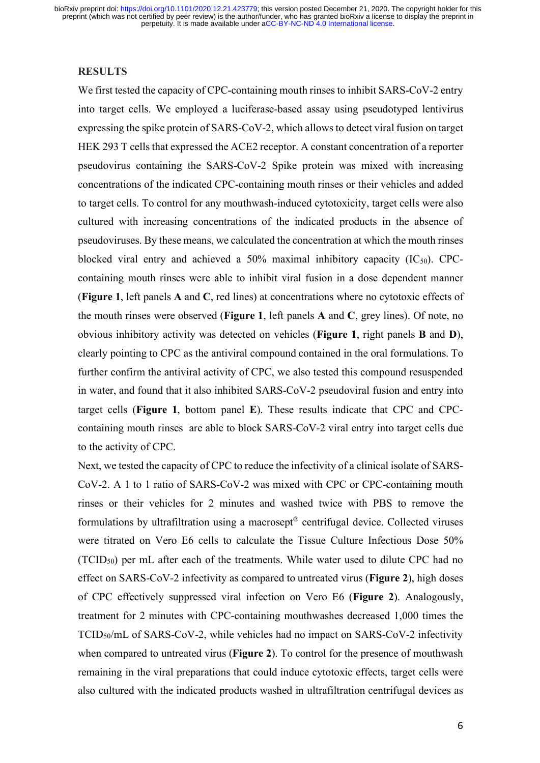## RESULTS

We first tested the capacity of CPC-containing mouth rinses to inhibit SARS-CoV-2 entry into target cells. We employed a luciferase-based assay using pseudotyped lentivirus expressing the spike protein of SARS-CoV-2, which allows to detect viral fusion on target HEK 293 T cells that expressed the ACE2 receptor. A constant concentration of a reporter pseudovirus containing the SARS-CoV-2 Spike protein was mixed with increasing concentrations of the indicated CPC-containing mouth rinses or their vehicles and added to target cells. To control for any mouthwash-induced cytotoxicity, target cells were also cultured with increasing concentrations of the indicated products in the absence of pseudoviruses. By these means, we calculated the concentration at which the mouth rinses blocked viral entry and achieved a 50% maximal inhibitory capacity ($IC_{50}$). CPC-containing mouth rinses were able to inhibit viral fusion in a dose dependent manner (**Figure 1**, left panels **A** and **C**, red lines) at concentrations where no cytotoxic effects of the mouth rinses were observed (**Figure 1**, left panels **A** and **C**, grey lines). Of note, no obvious inhibitory activity was detected on vehicles (**Figure 1**, right panels **B** and **D**), clearly pointing to CPC as the antiviral compound contained in the oral formulations. To further confirm the antiviral activity of CPC, we also tested this compound resuspended in water, and found that it also inhibited SARS-CoV-2 pseudoviral fusion and entry into target cells (**Figure 1**, bottom panel **E**). These results indicate that CPC and CPC-containing mouth rinses are able to block SARS-CoV-2 viral entry into target cells due to the activity of CPC.

Next, we tested the capacity of CPC to reduce the infectivity of a clinical isolate of SARS-CoV-2. A 1 to 1 ratio of SARS-CoV-2 was mixed with CPC or CPC-containing mouth rinses or their vehicles for 2 minutes and washed twice with PBS to remove the formulations by ultrafiltration using a macrosept® centrifugal device. Collected viruses were titrated on Vero E6 cells to calculate the Tissue Culture Infectious Dose 50% ($TCID_{50}$) per mL after each of the treatments. While water used to dilute CPC had no effect on SARS-CoV-2 infectivity as compared to untreated virus (**Figure 2**), high doses of CPC effectively suppressed viral infection on Vero E6 (**Figure 2**). Analogously, treatment for 2 minutes with CPC-containing mouthwashes decreased 1,000 times the $TCID_{50}$/mL of SARS-CoV-2, while vehicles had no impact on SARS-CoV-2 infectivity when compared to untreated virus (**Figure 2**). To control for the presence of mouthwash remaining in the viral preparations that could induce cytotoxic effects, target cells were also cultured with the indicated products washed in ultrafiltration centrifugal devices as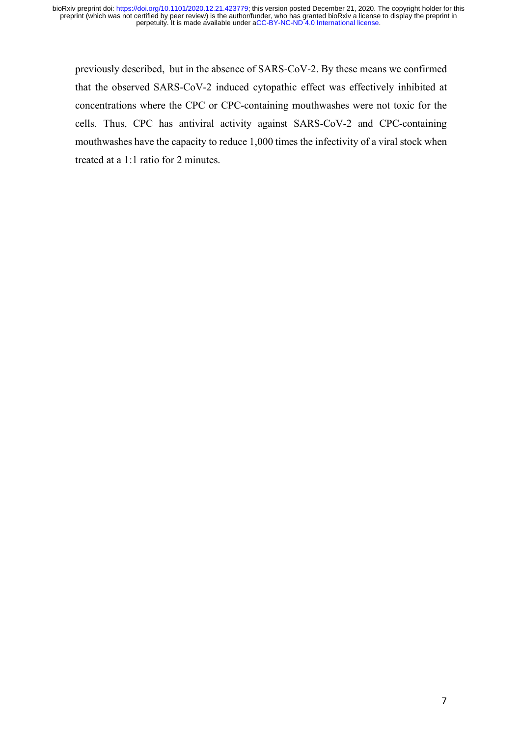previously described, but in the absence of SARS-CoV-2. By these means we confirmed that the observed SARS-CoV-2 induced cytopathic effect was effectively inhibited at concentrations where the CPC or CPC-containing mouthwashes were not toxic for the cells. Thus, CPC has antiviral activity against SARS-CoV-2 and CPC-containing mouthwashes have the capacity to reduce 1,000 times the infectivity of a viral stock when treated at a 1:1 ratio for 2 minutes.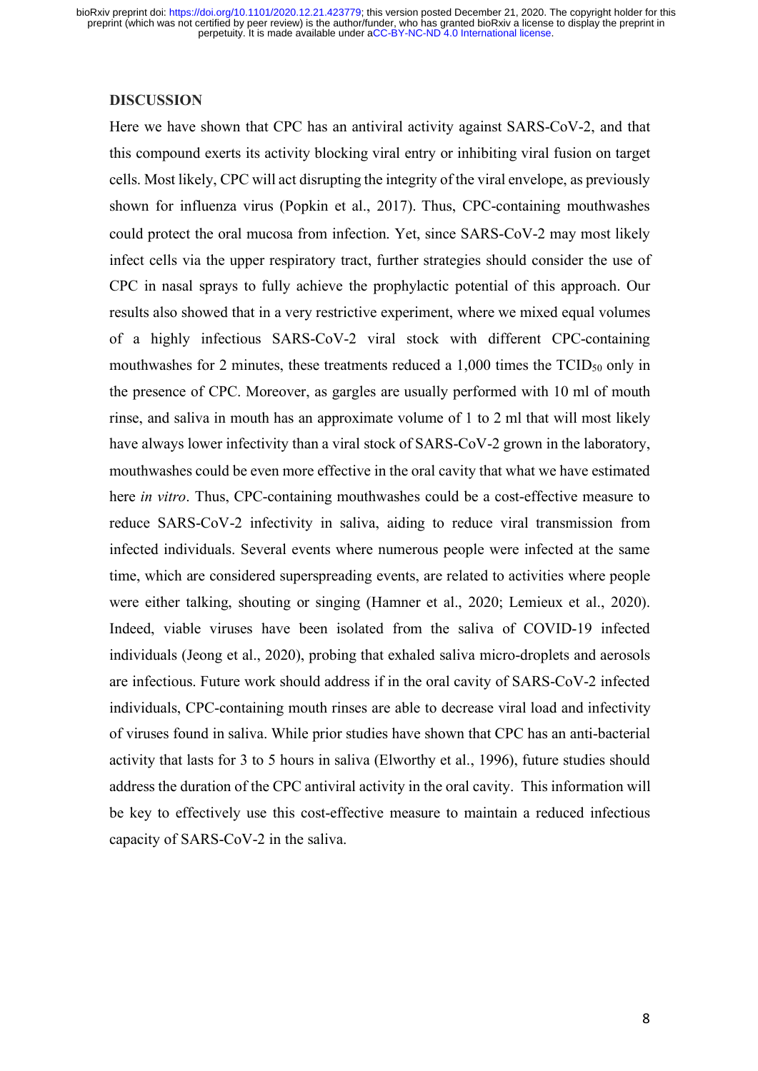## DISCUSSION

Here we have shown that CPC has an antiviral activity against SARS-CoV-2, and that this compound exerts its activity blocking viral entry or inhibiting viral fusion on target cells. Most likely, CPC will act disrupting the integrity of the viral envelope, as previously shown for influenza virus (Popkin et al., 2017). Thus, CPC-containing mouthwashes could protect the oral mucosa from infection. Yet, since SARS-CoV-2 may most likely infect cells via the upper respiratory tract, further strategies should consider the use of CPC in nasal sprays to fully achieve the prophylactic potential of this approach. Our results also showed that in a very restrictive experiment, where we mixed equal volumes of a highly infectious SARS-CoV-2 viral stock with different CPC-containing mouthwashes for 2 minutes, these treatments reduced a 1,000 times the $TCID_{50}$ only in the presence of CPC. Moreover, as gargles are usually performed with 10 ml of mouth rinse, and saliva in mouth has an approximate volume of 1 to 2 ml that will most likely have always lower infectivity than a viral stock of SARS-CoV-2 grown in the laboratory, mouthwashes could be even more effective in the oral cavity that what we have estimated here *in vitro*. Thus, CPC-containing mouthwashes could be a cost-effective measure to reduce SARS-CoV-2 infectivity in saliva, aiding to reduce viral transmission from infected individuals. Several events where numerous people were infected at the same time, which are considered superspreading events, are related to activities where people were either talking, shouting or singing (Hamner et al., 2020; Lemieux et al., 2020). Indeed, viable viruses have been isolated from the saliva of COVID-19 infected individuals (Jeong et al., 2020), probing that exhaled saliva micro-droplets and aerosols are infectious. Future work should address if in the oral cavity of SARS-CoV-2 infected individuals, CPC-containing mouth rinses are able to decrease viral load and infectivity of viruses found in saliva. While prior studies have shown that CPC has an anti-bacterial activity that lasts for 3 to 5 hours in saliva (Elworthy et al., 1996), future studies should address the duration of the CPC antiviral activity in the oral cavity. This information will be key to effectively use this cost-effective measure to maintain a reduced infectious capacity of SARS-CoV-2 in the saliva.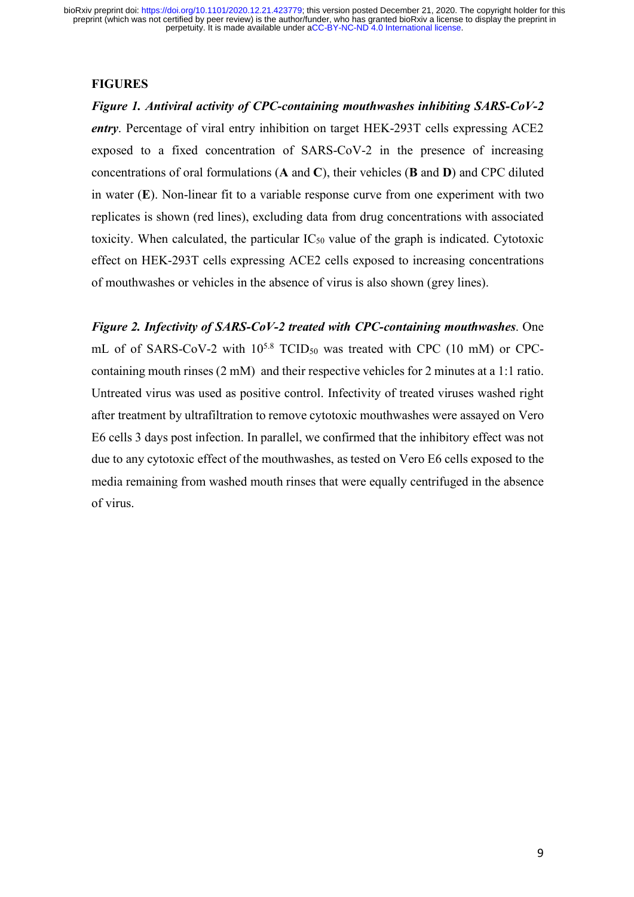## FIGURES

***Figure 1. Antiviral activity of CPC-containing mouthwashes inhibiting SARS-CoV-2 entry***. Percentage of viral entry inhibition on target HEK-293T cells expressing ACE2 exposed to a fixed concentration of SARS-CoV-2 in the presence of increasing concentrations of oral formulations (**A** and **C**), their vehicles (**B** and **D**) and CPC diluted in water (**E**). Non-linear fit to a variable response curve from one experiment with two replicates is shown (red lines), excluding data from drug concentrations with associated toxicity. When calculated, the particular $IC_{50}$ value of the graph is indicated. Cytotoxic effect on HEK-293T cells expressing ACE2 cells exposed to increasing concentrations of mouthwashes or vehicles in the absence of virus is also shown (grey lines).

***Figure 2. Infectivity of SARS-CoV-2 treated with CPC-containing mouthwashes***. One mL of of SARS-CoV-2 with $10^{5.8}$ $TCID_{50}$ was treated with CPC (10 mM) or CPC-containing mouth rinses (2 mM) and their respective vehicles for 2 minutes at a 1:1 ratio. Untreated virus was used as positive control. Infectivity of treated viruses washed right after treatment by ultrafiltration to remove cytotoxic mouthwashes were assayed on Vero E6 cells 3 days post infection. In parallel, we confirmed that the inhibitory effect was not due to any cytotoxic effect of the mouthwashes, as tested on Vero E6 cells exposed to the media remaining from washed mouth rinses that were equally centrifuged in the absence of virus.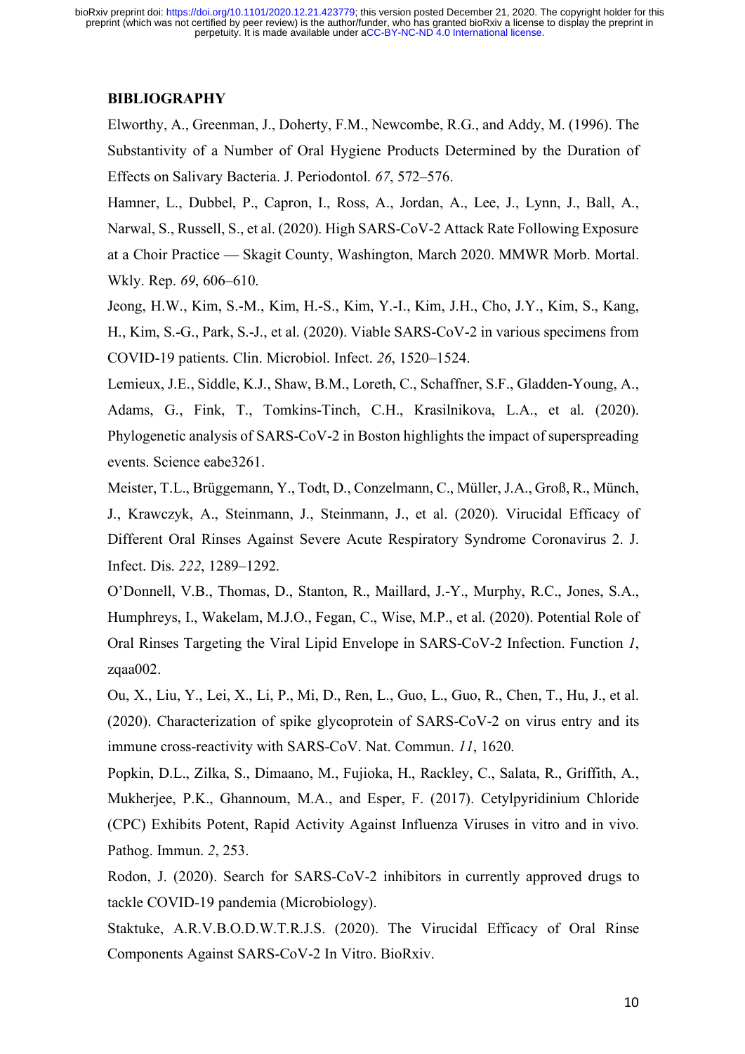## BIBLIOGRAPHY

Elworthy, A., Greenman, J., Doherty, F.M., Newcombe, R.G., and Addy, M. (1996). The Substantivity of a Number of Oral Hygiene Products Determined by the Duration of Effects on Salivary Bacteria. J. Periodontol. *67*, 572–576.

Hamner, L., Dubbel, P., Capron, I., Ross, A., Jordan, A., Lee, J., Lynn, J., Ball, A., Narwal, S., Russell, S., et al. (2020). High SARS-CoV-2 Attack Rate Following Exposure at a Choir Practice — Skagit County, Washington, March 2020. MMWR Morb. Mortal. Wkly. Rep. *69*, 606–610.

Jeong, H.W., Kim, S.-M., Kim, H.-S., Kim, Y.-I., Kim, J.H., Cho, J.Y., Kim, S., Kang, H., Kim, S.-G., Park, S.-J., et al. (2020). Viable SARS-CoV-2 in various specimens from COVID-19 patients. Clin. Microbiol. Infect. *26*, 1520–1524.

Lemieux, J.E., Siddle, K.J., Shaw, B.M., Loreth, C., Schaffner, S.F., Gladden-Young, A., Adams, G., Fink, T., Tomkins-Tinch, C.H., Krasilnikova, L.A., et al. (2020). Phylogenetic analysis of SARS-CoV-2 in Boston highlights the impact of superspreading events. Science eabe3261.

Meister, T.L., Brüggemann, Y., Todt, D., Conzelmann, C., Müller, J.A., Groß, R., Münch, J., Krawczyk, A., Steinmann, J., Steinmann, J., et al. (2020). Virucidal Efficacy of Different Oral Rinses Against Severe Acute Respiratory Syndrome Coronavirus 2. J. Infect. Dis. *222*, 1289–1292.

O'Donnell, V.B., Thomas, D., Stanton, R., Maillard, J.-Y., Murphy, R.C., Jones, S.A., Humphreys, I., Wakelam, M.J.O., Fegan, C., Wise, M.P., et al. (2020). Potential Role of Oral Rinses Targeting the Viral Lipid Envelope in SARS-CoV-2 Infection. Function *1*, zqaa002.

Ou, X., Liu, Y., Lei, X., Li, P., Mi, D., Ren, L., Guo, L., Guo, R., Chen, T., Hu, J., et al. (2020). Characterization of spike glycoprotein of SARS-CoV-2 on virus entry and its immune cross-reactivity with SARS-CoV. Nat. Commun. *11*, 1620.

Popkin, D.L., Zilka, S., Dimaano, M., Fujioka, H., Rackley, C., Salata, R., Griffith, A., Mukherjee, P.K., Ghannoum, M.A., and Esper, F. (2017). Cetylpyridinium Chloride (CPC) Exhibits Potent, Rapid Activity Against Influenza Viruses in vitro and in vivo. Pathog. Immun. *2*, 253.

Rodon, J. (2020). Search for SARS-CoV-2 inhibitors in currently approved drugs to tackle COVID-19 pandemia (Microbiology).

Staktuke, A.R.V.B.O.D.W.T.R.J.S. (2020). The Virucidal Efficacy of Oral Rinse Components Against SARS-CoV-2 In Vitro. BioRxiv.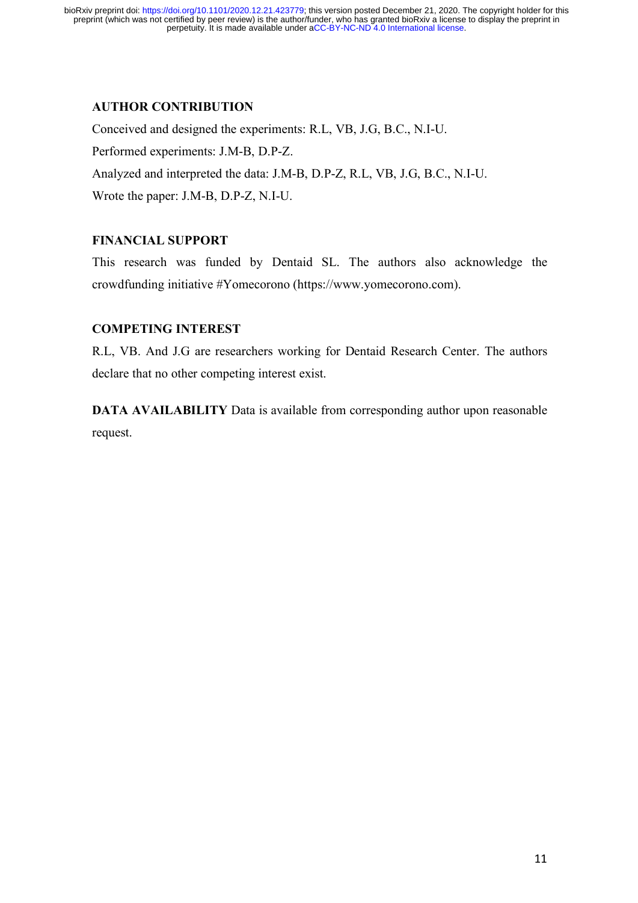## AUTHOR CONTRIBUTION

Conceived and designed the experiments: R.L, VB, J.G, B.C., N.I-U.

Performed experiments: J.M-B, D.P-Z.

Analyzed and interpreted the data: J.M-B, D.P-Z, R.L, VB, J.G, B.C., N.I-U.

Wrote the paper: J.M-B, D.P-Z, N.I-U.

## FINANCIAL SUPPORT

This research was funded by Dentaid SL. The authors also acknowledge the crowdfunding initiative #Yomecorono (https://www.yomecorono.com).

## COMPETING INTEREST

R.L, VB. And J.G are researchers working for Dentaid Research Center. The authors declare that no other competing interest exist.

**DATA AVAILABILITY** Data is available from corresponding author upon reasonable request.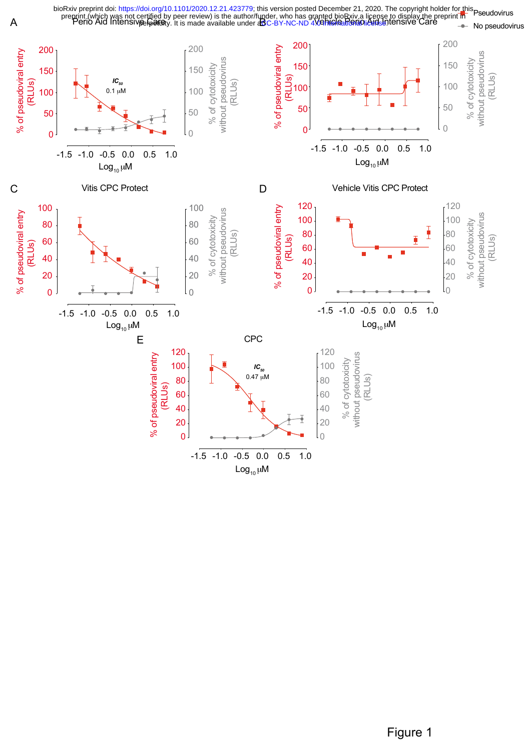A Perio Aid Intensive Care

B Vehicle Perio Aid Intensive Care

C Vitis CPC Protect

D Vehicle Vitis CPC Protect

E CPC

Figure 1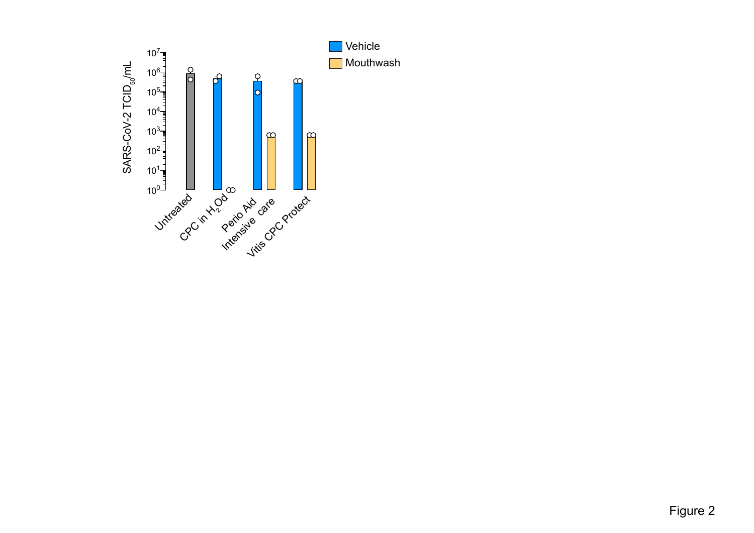SARS-CoV-2 $TCID_{50}$/mL

$10^7$
$10^6$
$10^5$
$10^4$
$10^3$
$10^2$
$10^1$
$10^0$

Vehicle
Mouthwash

Untreated
CPC in $H_2Od$
Perio Aid Intensive care
Vitis CPC Protect

Figure 2